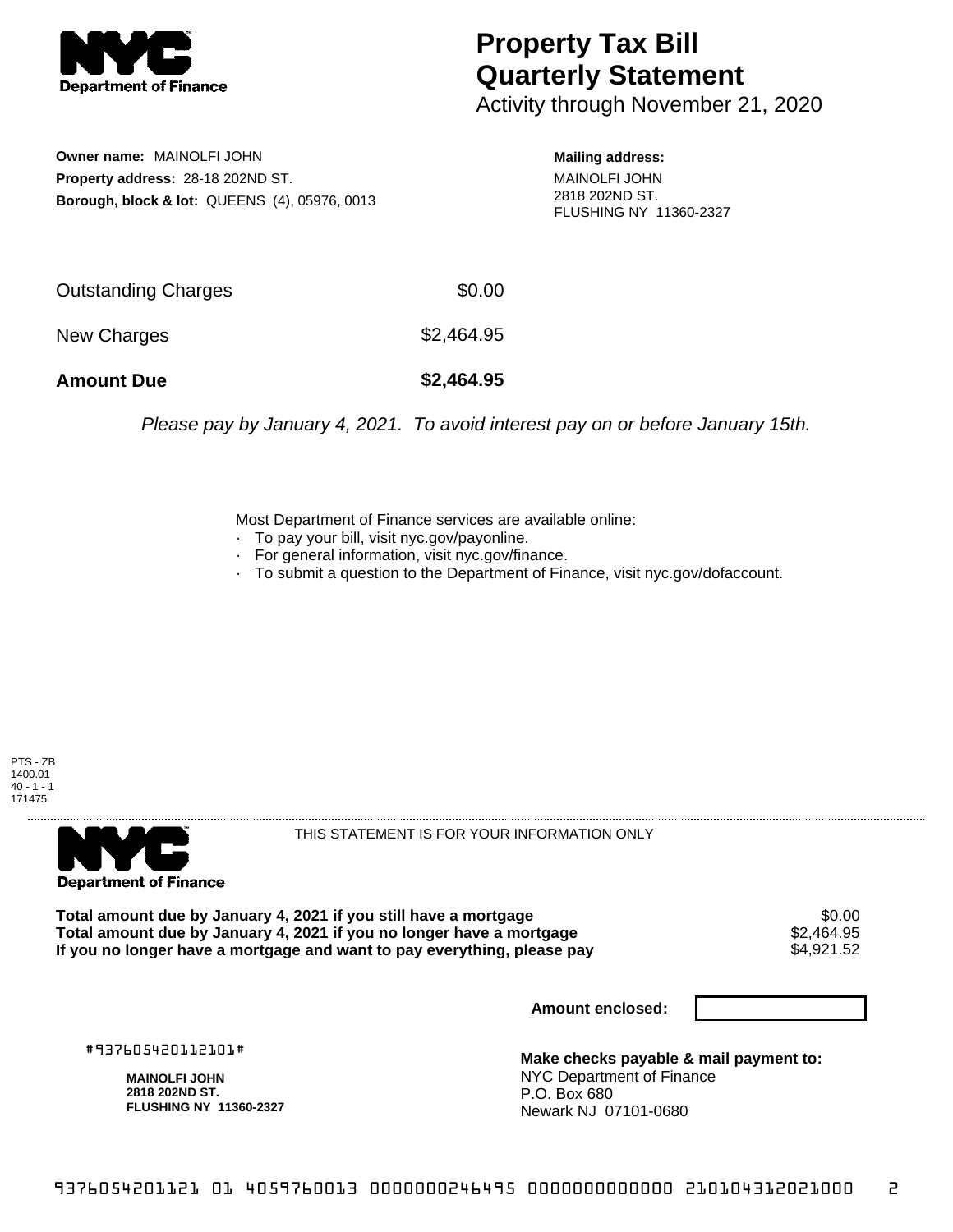# Property Tax Bill Quarterly Statement

Activity through November 21, 2020

**Owner name:** MAINOLFI JOHN
**Property address:** 28-18 202ND ST.
**Borough, block & lot:** QUEENS (4), 05976, 0013

**Mailing address:**
MAINOLFI JOHN
2818 202ND ST.
FLUSHING NY 11360-2327

| | |
|---|---|
| Outstanding Charges | $0.00 |
| New Charges | $2,464.95 |
| **Amount Due** | **$2,464.95** |

*Please pay by January 4, 2021. To avoid interest pay on or before January 15th.*

Most Department of Finance services are available online:
- To pay your bill, visit nyc.gov/payonline.
- For general information, visit nyc.gov/finance.
- To submit a question to the Department of Finance, visit nyc.gov/dofaccount.

PTS - ZB
1400.01
40 - 1 - 1
171475

THIS STATEMENT IS FOR YOUR INFORMATION ONLY

| | |
|---|---|
| **Total amount due by January 4, 2021 if you still have a mortgage** | $0.00 |
| **Total amount due by January 4, 2021 if you no longer have a mortgage** | $2,464.95 |
| **If you no longer have a mortgage and want to pay everything, please pay** | $4,921.52 |

**Amount enclosed:**

#937605420112101#

**MAINOLFI JOHN**
**2818 202ND ST.**
**FLUSHING NY 11360-2327**

**Make checks payable & mail payment to:**
NYC Department of Finance
P.O. Box 680
Newark NJ 07101-0680

9376054201121 01 4059760013 0000000246495 0000000000000 210104312021000 2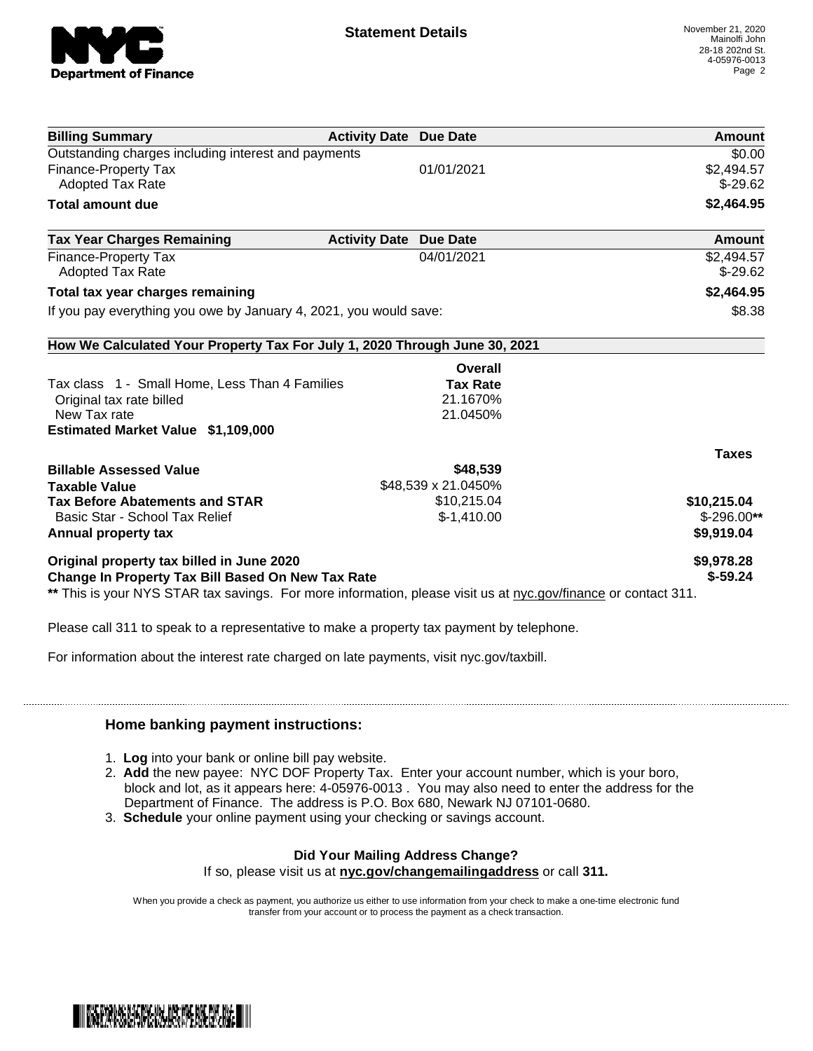# Statement Details

November 21, 2020
Mainolfi John
28-18 202nd St.
4-05976-0013

| Billing Summary | Activity Date | Due Date | Amount |
|---|---|---|---|
| Outstanding charges including interest and payments | | | $0.00 |
| Finance-Property Tax | | 01/01/2021 | $2,494.57 |
| Adopted Tax Rate | | | $-29.62 |
| **Total amount due** | | | **$2,464.95** |

| Tax Year Charges Remaining | Activity Date | Due Date | Amount |
|---|---|---|---|
| Finance-Property Tax | | 04/01/2021 | $2,494.57 |
| Adopted Tax Rate | | | $-29.62 |
| **Total tax year charges remaining** | | | **$2,464.95** |
| If you pay everything you owe by January 4, 2021, you would save: | | | $8.38 |

**How We Calculated Your Property Tax For July 1, 2020 Through June 30, 2021**

| | Overall Tax Rate | Taxes |
|---|---|---|
| Tax class 1 - Small Home, Less Than 4 Families | | |
| Original tax rate billed | 21.1670% | |
| New Tax rate | 21.0450% | |
| **Estimated Market Value $1,109,000** | | |
| **Billable Assessed Value** | **$48,539** | |
| **Taxable Value** | $48,539 x 21.0450% | |
| **Tax Before Abatements and STAR** | $10,215.04 | **$10,215.04** |
| Basic Star - School Tax Relief | $-1,410.00 | $-296.00** |
| **Annual property tax** | | **$9,919.04** |
| **Original property tax billed in June 2020** | | **$9,978.28** |
| **Change In Property Tax Bill Based On New Tax Rate** | | **$-59.24** |

** This is your NYS STAR tax savings. For more information, please visit us at nyc.gov/finance or contact 311.

Please call 311 to speak to a representative to make a property tax payment by telephone.

For information about the interest rate charged on late payments, visit nyc.gov/taxbill.

## Home banking payment instructions:

1. **Log** into your bank or online bill pay website.
2. **Add** the new payee: NYC DOF Property Tax. Enter your account number, which is your boro, block and lot, as it appears here: 4-05976-0013 . You may also need to enter the address for the Department of Finance. The address is P.O. Box 680, Newark NJ 07101-0680.
3. **Schedule** your online payment using your checking or savings account.

**Did Your Mailing Address Change?**

If so, please visit us at **nyc.gov/changemailingaddress** or call **311.**

When you provide a check as payment, you authorize us either to use information from your check to make a one-time electronic fund transfer from your account or to process the payment as a check transaction.